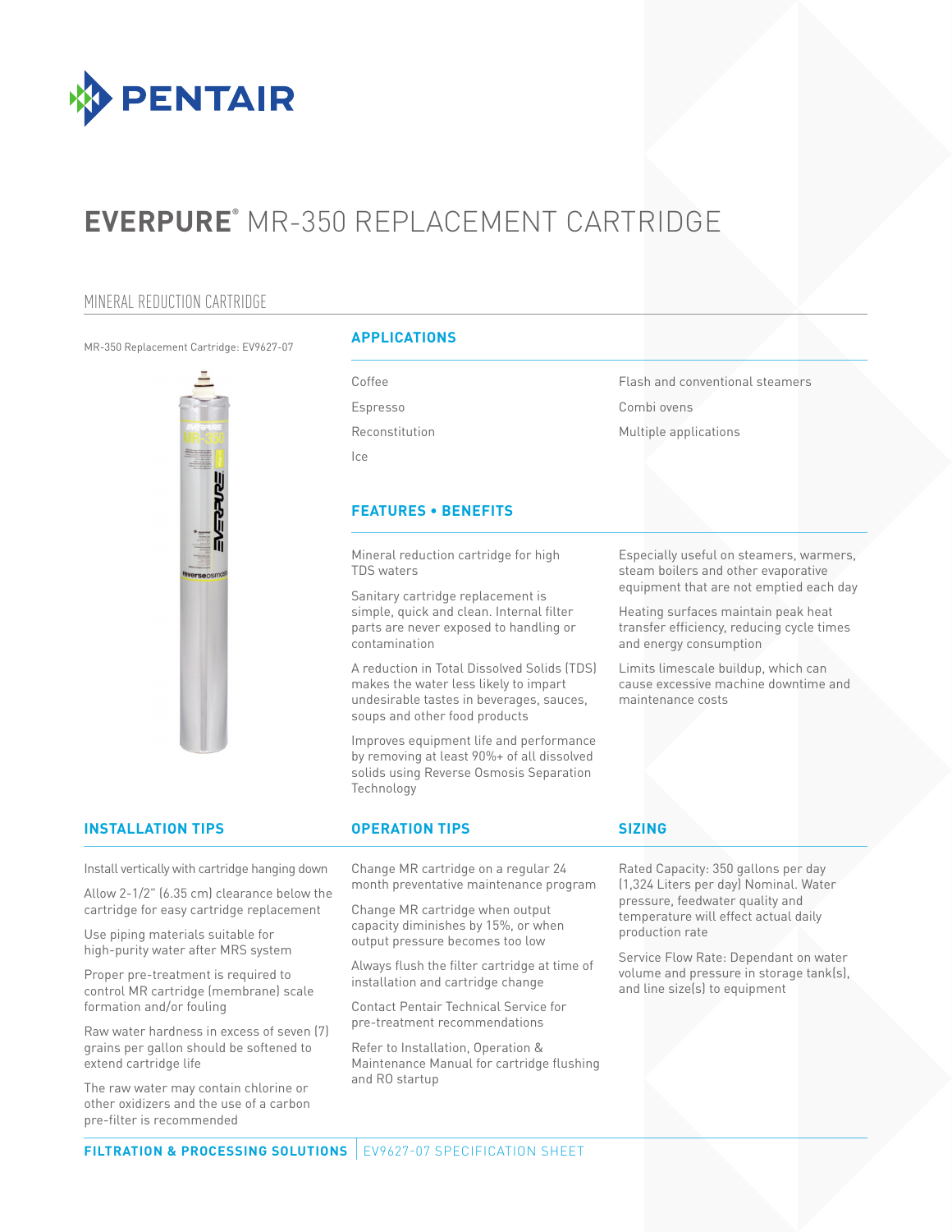# EVERPURE® MR-350 REPLACEMENT CARTRIDGE

## MINERAL REDUCTION CARTRIDGE

MR-350 Replacement Cartridge: EV9627-07

### APPLICATIONS

- Coffee
- Espresso
- Reconstitution
- Ice
- Flash and conventional steamers
- Combi ovens
- Multiple applications

### FEATURES • BENEFITS

- Mineral reduction cartridge for high TDS waters
- Sanitary cartridge replacement is simple, quick and clean. Internal filter parts are never exposed to handling or contamination
- A reduction in Total Dissolved Solids (TDS) makes the water less likely to impart undesirable tastes in beverages, sauces, soups and other food products
- Improves equipment life and performance by removing at least 90%+ of all dissolved solids using Reverse Osmosis Separation Technology
- Especially useful on steamers, warmers, steam boilers and other evaporative equipment that are not emptied each day
- Heating surfaces maintain peak heat transfer efficiency, reducing cycle times and energy consumption
- Limits limescale buildup, which can cause excessive machine downtime and maintenance costs

### INSTALLATION TIPS

- Install vertically with cartridge hanging down
- Allow 2-1/2" (6.35 cm) clearance below the cartridge for easy cartridge replacement
- Use piping materials suitable for high-purity water after MRS system
- Proper pre-treatment is required to control MR cartridge (membrane) scale formation and/or fouling
- Raw water hardness in excess of seven (7) grains per gallon should be softened to extend cartridge life
- The raw water may contain chlorine or other oxidizers and the use of a carbon pre-filter is recommended

### OPERATION TIPS

- Change MR cartridge on a regular 24 month preventative maintenance program
- Change MR cartridge when output capacity diminishes by 15%, or when output pressure becomes too low
- Always flush the filter cartridge at time of installation and cartridge change
- Contact Pentair Technical Service for pre-treatment recommendations
- Refer to Installation, Operation & Maintenance Manual for cartridge flushing and RO startup

### SIZING

Rated Capacity: 350 gallons per day (1,324 Liters per day) Nominal. Water pressure, feedwater quality and temperature will effect actual daily production rate

Service Flow Rate: Dependant on water volume and pressure in storage tank(s), and line size(s) to equipment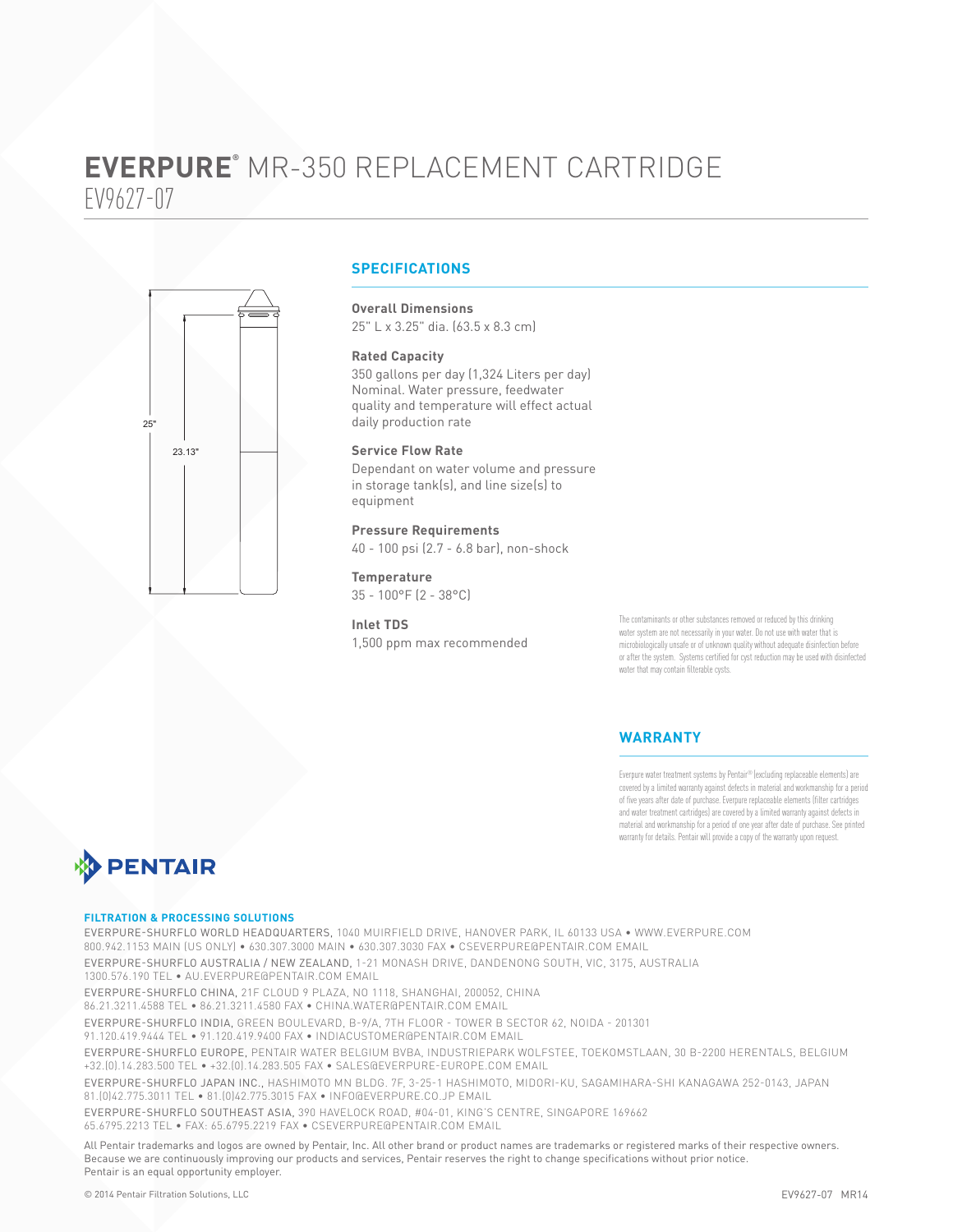# **EVERPURE**® MR-350 REPLACEMENT CARTRIDGE
EV9627-07

25"

23.13"

## SPECIFICATIONS

**Overall Dimensions**
25" L x 3.25" dia. (63.5 x 8.3 cm)

**Rated Capacity**
350 gallons per day (1,324 Liters per day) Nominal. Water pressure, feedwater quality and temperature will effect actual daily production rate

**Service Flow Rate**
Dependant on water volume and pressure in storage tank(s), and line size(s) to equipment

**Pressure Requirements**
40 - 100 psi (2.7 - 6.8 bar), non-shock

**Temperature**
35 - 100°F (2 - 38°C)

**Inlet TDS**
1,500 ppm max recommended

The contaminants or other substances removed or reduced by this drinking water system are not necessarily in your water. Do not use with water that is microbiologically unsafe or of unknown quality without adequate disinfection before or after the system. Systems certified for cyst reduction may be used with disinfected water that may contain filterable cysts.

## WARRANTY

Everpure water treatment systems by Pentair® (excluding replaceable elements) are covered by a limited warranty against defects in material and workmanship for a period of five years after date of purchase. Everpure replaceable elements (filter cartridges and water treatment cartridges) are covered by a limited warranty against defects in material and workmanship for a period of one year after date of purchase. See printed warranty for details. Pentair will provide a copy of the warranty upon request.

PENTAIR

**FILTRATION & PROCESSING SOLUTIONS**

EVERPURE-SHURFLO WORLD HEADQUARTERS, 1040 MUIRFIELD DRIVE, HANOVER PARK, IL 60133 USA • WWW.EVERPURE.COM
800.942.1153 MAIN (US ONLY) • 630.307.3000 MAIN • 630.307.3030 FAX • CSEVERPURE@PENTAIR.COM EMAIL

EVERPURE-SHURFLO AUSTRALIA / NEW ZEALAND, 1-21 MONASH DRIVE, DANDENONG SOUTH, VIC, 3175, AUSTRALIA
1300.576.190 TEL • AU.EVERPURE@PENTAIR.COM EMAIL

EVERPURE-SHURFLO CHINA, 21F CLOUD 9 PLAZA, NO 1118, SHANGHAI, 200052, CHINA
86.21.3211.4588 TEL • 86.21.3211.4580 FAX • CHINA.WATER@PENTAIR.COM EMAIL

EVERPURE-SHURFLO INDIA, GREEN BOULEVARD, B-9/A, 7TH FLOOR - TOWER B SECTOR 62, NOIDA - 201301
91.120.419.9444 TEL • 91.120.419.9400 FAX • INDIACUSTOMER@PENTAIR.COM EMAIL

EVERPURE-SHURFLO EUROPE, PENTAIR WATER BELGIUM BVBA, INDUSTRIEPARK WOLFSTEE, TOEKOMSTLAAN, 30 B-2200 HERENTALS, BELGIUM
+32.(0).14.283.500 TEL • +32.(0).14.283.505 FAX • SALES@EVERPURE-EUROPE.COM EMAIL

EVERPURE-SHURFLO JAPAN INC., HASHIMOTO MN BLDG. 7F, 3-25-1 HASHIMOTO, MIDORI-KU, SAGAMIHARA-SHI KANAGAWA 252-0143, JAPAN
81.(0)42.775.3011 TEL • 81.(0)42.775.3015 FAX • INFO@EVERPURE.CO.JP EMAIL

EVERPURE-SHURFLO SOUTHEAST ASIA, 390 HAVELOCK ROAD, #04-01, KING'S CENTRE, SINGAPORE 169662
65.6795.2213 TEL • FAX: 65.6795.2219 FAX • CSEVERPURE@PENTAIR.COM EMAIL

All Pentair trademarks and logos are owned by Pentair, Inc. All other brand or product names are trademarks or registered marks of their respective owners.
Because we are continuously improving our products and services, Pentair reserves the right to change specifications without prior notice.
Pentair is an equal opportunity employer.

© 2014 Pentair Filtration Solutions, LLC

EV9627-07 MR14